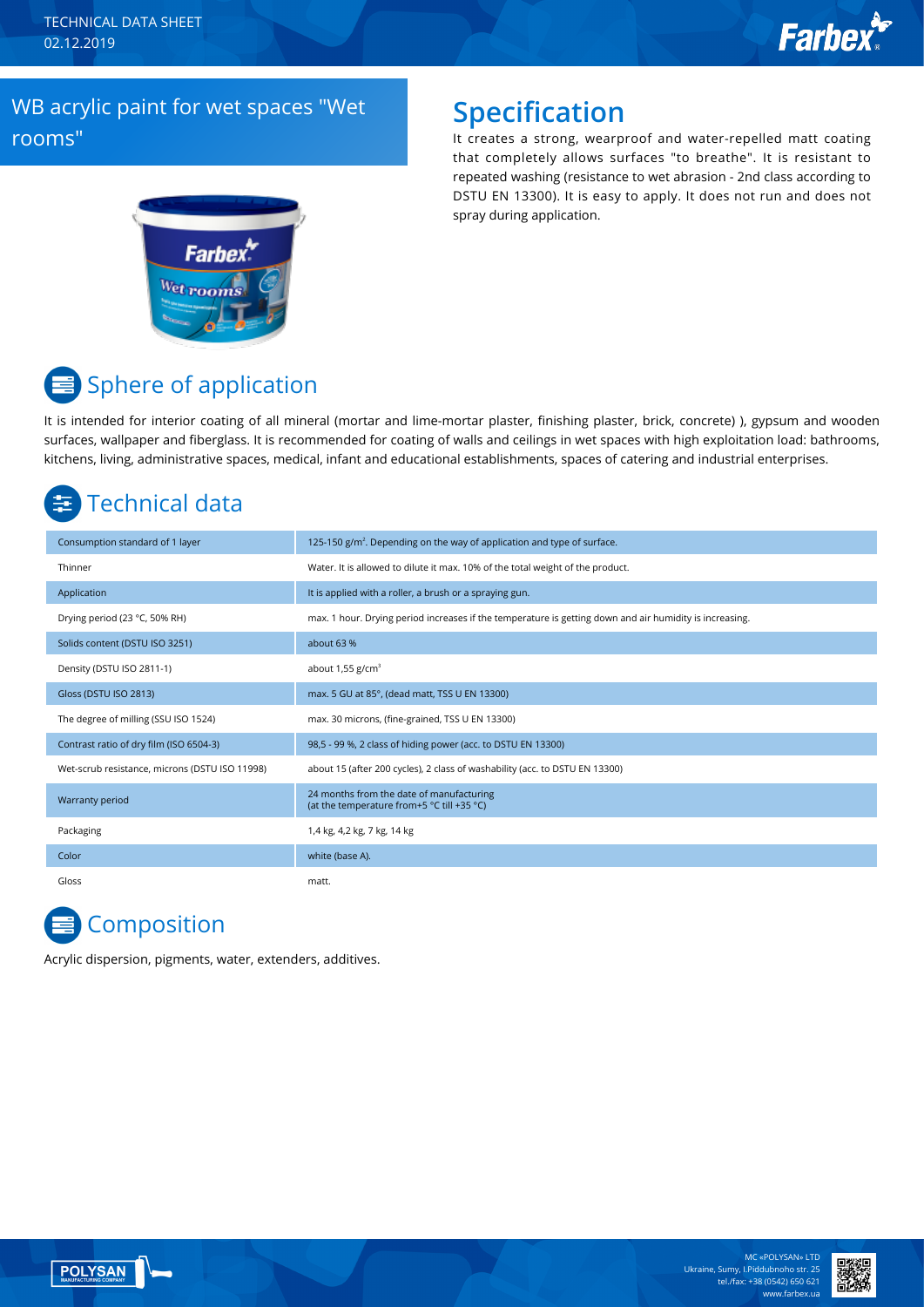TECHNICAL DATA SHEET
02.12.2019

# WB acrylic paint for wet spaces "Wet rooms"

## Specification

It creates a strong, wearproof and water-repelled matt coating that completely allows surfaces "to breathe". It is resistant to repeated washing (resistance to wet abrasion - 2nd class according to DSTU EN 13300). It is easy to apply. It does not run and does not spray during application.

## Sphere of application

It is intended for interior coating of all mineral (mortar and lime-mortar plaster, finishing plaster, brick, concrete) ), gypsum and wooden surfaces, wallpaper and fiberglass. It is recommended for coating of walls and ceilings in wet spaces with high exploitation load: bathrooms, kitchens, living, administrative spaces, medical, infant and educational establishments, spaces of catering and industrial enterprises.

## Technical data

| | |
|---|---|
| Consumption standard of 1 layer | 125-150 g/m². Depending on the way of application and type of surface. |
| Thinner | Water. It is allowed to dilute it max. 10% of the total weight of the product. |
| Application | It is applied with a roller, a brush or a spraying gun. |
| Drying period (23 °C, 50% RH) | max. 1 hour. Drying period increases if the temperature is getting down and air humidity is increasing. |
| Solids content (DSTU ISO 3251) | about 63 % |
| Density (DSTU ISO 2811-1) | about 1,55 g/cm³ |
| Gloss (DSTU ISO 2813) | max. 5 GU at 85°, (dead matt, TSS U EN 13300) |
| The degree of milling (SSU ISO 1524) | max. 30 microns, (fine-grained, TSS U EN 13300) |
| Contrast ratio of dry film (ISO 6504-3) | 98,5 - 99 %, 2 class of hiding power (acc. to DSTU EN 13300) |
| Wet-scrub resistance, microns (DSTU ISO 11998) | about 15 (after 200 cycles), 2 class of washability (acc. to DSTU EN 13300) |
| Warranty period | 24 months from the date of manufacturing (at the temperature from+5 °C till +35 °C) |
| Packaging | 1,4 kg, 4,2 kg, 7 kg, 14 kg |
| Color | white (base A). |
| Gloss | matt. |

## Composition

Acrylic dispersion, pigments, water, extenders, additives.

MC «POLYSAN» LTD
Ukraine, Sumy, I.Piddubnoho str. 25
tel./fax: +38 (0542) 650 621
www.farbex.ua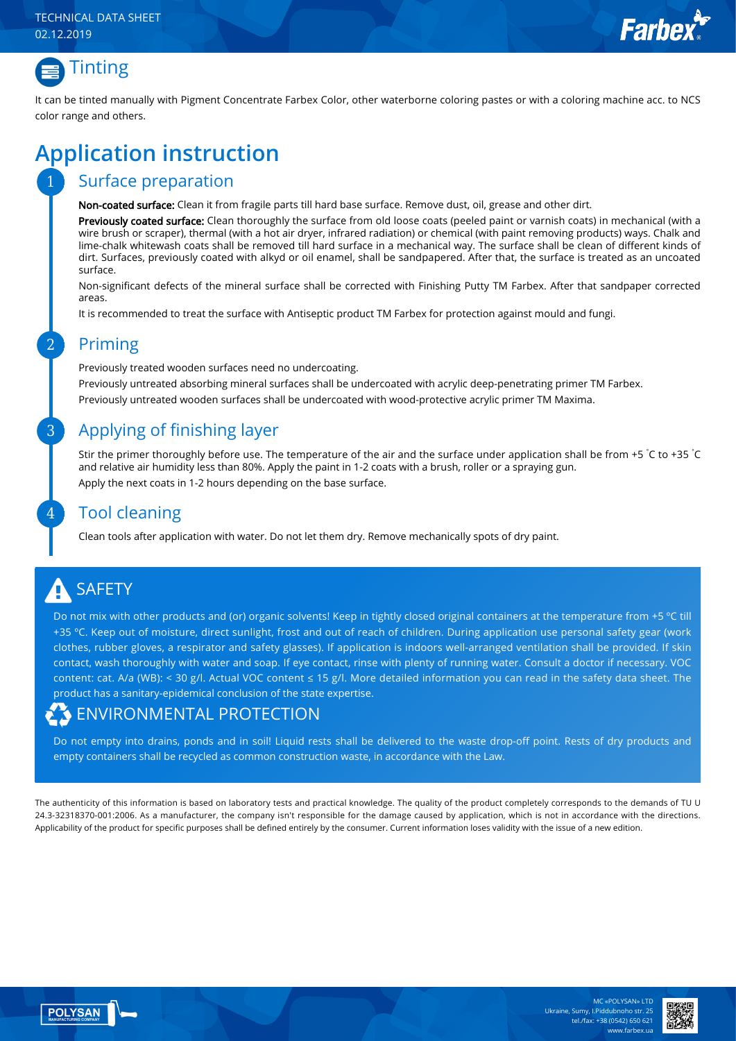## Tinting

It can be tinted manually with Pigment Concentrate Farbex Color, other waterborne coloring pastes or with a coloring machine acc. to NCS color range and others.

# Application instruction

### 1 Surface preparation

**Non-coated surface:** Clean it from fragile parts till hard base surface. Remove dust, oil, grease and other dirt.

**Previously coated surface:** Clean thoroughly the surface from old loose coats (peeled paint or varnish coats) in mechanical (with a wire brush or scraper), thermal (with a hot air dryer, infrared radiation) or chemical (with paint removing products) ways. Chalk and lime-chalk whitewash coats shall be removed till hard surface in a mechanical way. The surface shall be clean of different kinds of dirt. Surfaces, previously coated with alkyd or oil enamel, shall be sandpapered. After that, the surface is treated as an uncoated surface.

Non-significant defects of the mineral surface shall be corrected with Finishing Putty TM Farbex. After that sandpaper corrected areas.

It is recommended to treat the surface with Antiseptic product TM Farbex for protection against mould and fungi.

### 2 Priming

Previously treated wooden surfaces need no undercoating.

Previously untreated absorbing mineral surfaces shall be undercoated with acrylic deep-penetrating primer TM Farbex.

Previously untreated wooden surfaces shall be undercoated with wood-protective acrylic primer TM Maxima.

### 3 Applying of finishing layer

Stir the primer thoroughly before use. The temperature of the air and the surface under application shall be from +5 °C to +35 °C and relative air humidity less than 80%. Apply the paint in 1-2 coats with a brush, roller or a spraying gun.

Apply the next coats in 1-2 hours depending on the base surface.

### 4 Tool cleaning

Clean tools after application with water. Do not let them dry. Remove mechanically spots of dry paint.

## SAFETY

Do not mix with other products and (or) organic solvents! Keep in tightly closed original containers at the temperature from +5 °C till +35 °C. Keep out of moisture, direct sunlight, frost and out of reach of children. During application use personal safety gear (work clothes, rubber gloves, a respirator and safety glasses). If application is indoors well-arranged ventilation shall be provided. If skin contact, wash thoroughly with water and soap. If eye contact, rinse with plenty of running water. Consult a doctor if necessary. VOC content: cat. A/a (WB): < 30 g/l. Actual VOC content ≤ 15 g/l. More detailed information you can read in the safety data sheet. The product has a sanitary-epidemical conclusion of the state expertise.

## ENVIRONMENTAL PROTECTION

Do not empty into drains, ponds and in soil! Liquid rests shall be delivered to the waste drop-off point. Rests of dry products and empty containers shall be recycled as common construction waste, in accordance with the Law.

The authenticity of this information is based on laboratory tests and practical knowledge. The quality of the product completely corresponds to the demands of TU U 24.3-32318370-001:2006. As a manufacturer, the company isn't responsible for the damage caused by application, which is not in accordance with the directions. Applicability of the product for specific purposes shall be defined entirely by the consumer. Current information loses validity with the issue of a new edition.

MC «POLYSAN» LTD
Ukraine, Sumy, I.Piddubnoho str. 25
tel./fax: +38 (0542) 650 621
www.farbex.ua